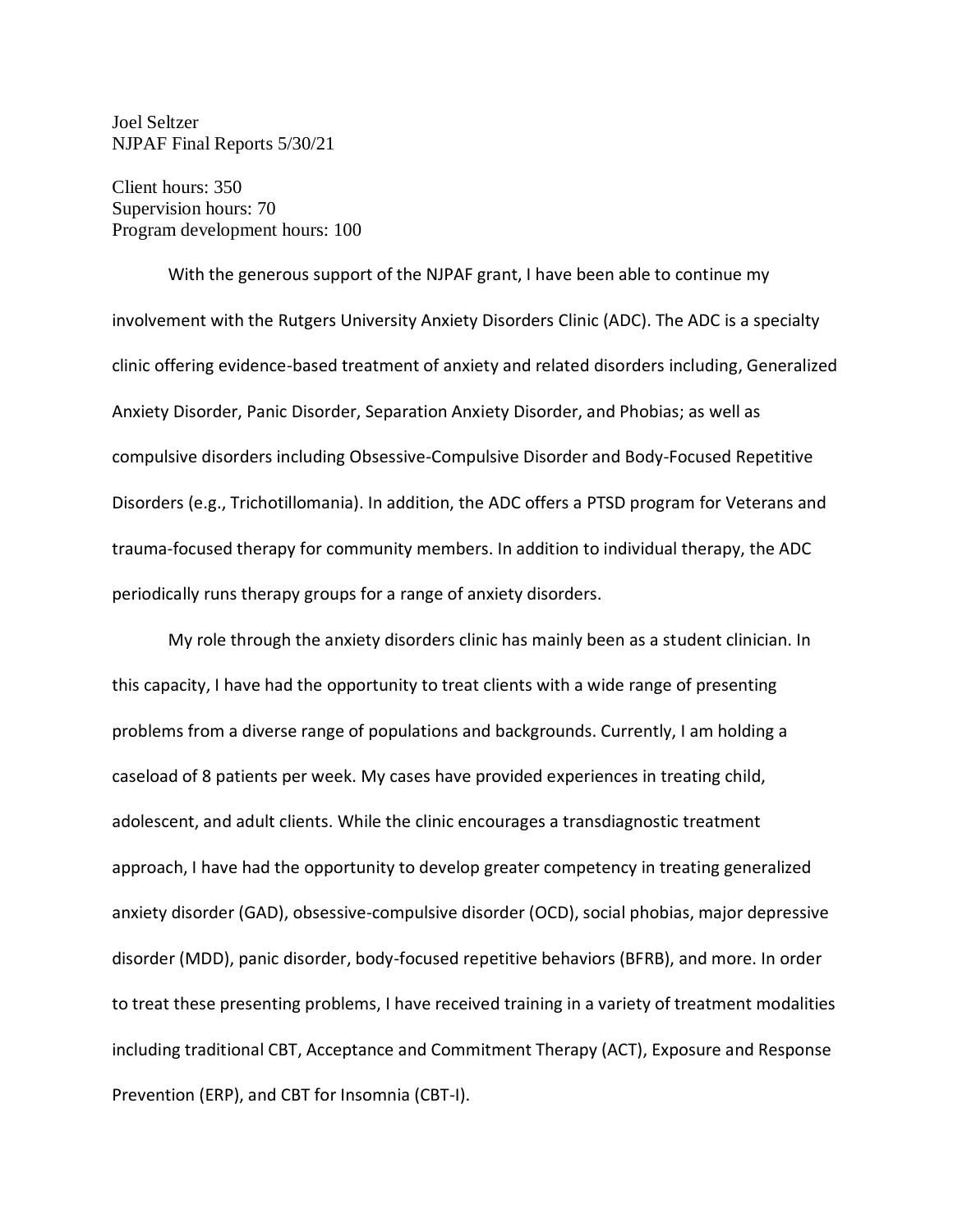Joel Seltzer
NJPAF Final Reports 5/30/21

Client hours: 350
Supervision hours: 70
Program development hours: 100

With the generous support of the NJPAF grant, I have been able to continue my involvement with the Rutgers University Anxiety Disorders Clinic (ADC). The ADC is a specialty clinic offering evidence-based treatment of anxiety and related disorders including, Generalized Anxiety Disorder, Panic Disorder, Separation Anxiety Disorder, and Phobias; as well as compulsive disorders including Obsessive-Compulsive Disorder and Body-Focused Repetitive Disorders (e.g., Trichotillomania). In addition, the ADC offers a PTSD program for Veterans and trauma-focused therapy for community members. In addition to individual therapy, the ADC periodically runs therapy groups for a range of anxiety disorders.

My role through the anxiety disorders clinic has mainly been as a student clinician. In this capacity, I have had the opportunity to treat clients with a wide range of presenting problems from a diverse range of populations and backgrounds. Currently, I am holding a caseload of 8 patients per week. My cases have provided experiences in treating child, adolescent, and adult clients. While the clinic encourages a transdiagnostic treatment approach, I have had the opportunity to develop greater competency in treating generalized anxiety disorder (GAD), obsessive-compulsive disorder (OCD), social phobias, major depressive disorder (MDD), panic disorder, body-focused repetitive behaviors (BFRB), and more. In order to treat these presenting problems, I have received training in a variety of treatment modalities including traditional CBT, Acceptance and Commitment Therapy (ACT), Exposure and Response Prevention (ERP), and CBT for Insomnia (CBT-I).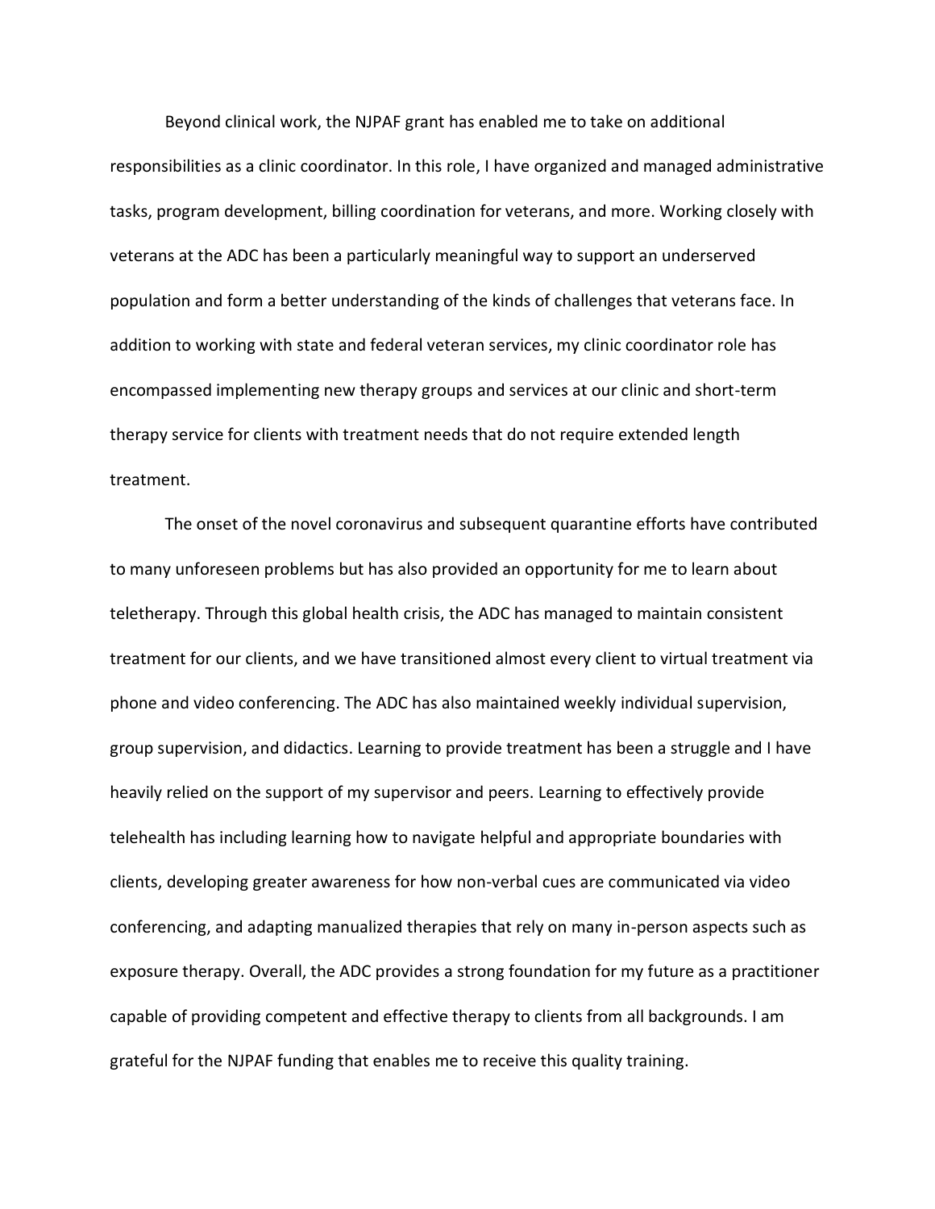Beyond clinical work, the NJPAF grant has enabled me to take on additional responsibilities as a clinic coordinator. In this role, I have organized and managed administrative tasks, program development, billing coordination for veterans, and more. Working closely with veterans at the ADC has been a particularly meaningful way to support an underserved population and form a better understanding of the kinds of challenges that veterans face. In addition to working with state and federal veteran services, my clinic coordinator role has encompassed implementing new therapy groups and services at our clinic and short-term therapy service for clients with treatment needs that do not require extended length treatment.

The onset of the novel coronavirus and subsequent quarantine efforts have contributed to many unforeseen problems but has also provided an opportunity for me to learn about teletherapy. Through this global health crisis, the ADC has managed to maintain consistent treatment for our clients, and we have transitioned almost every client to virtual treatment via phone and video conferencing. The ADC has also maintained weekly individual supervision, group supervision, and didactics. Learning to provide treatment has been a struggle and I have heavily relied on the support of my supervisor and peers. Learning to effectively provide telehealth has including learning how to navigate helpful and appropriate boundaries with clients, developing greater awareness for how non-verbal cues are communicated via video conferencing, and adapting manualized therapies that rely on many in-person aspects such as exposure therapy. Overall, the ADC provides a strong foundation for my future as a practitioner capable of providing competent and effective therapy to clients from all backgrounds. I am grateful for the NJPAF funding that enables me to receive this quality training.